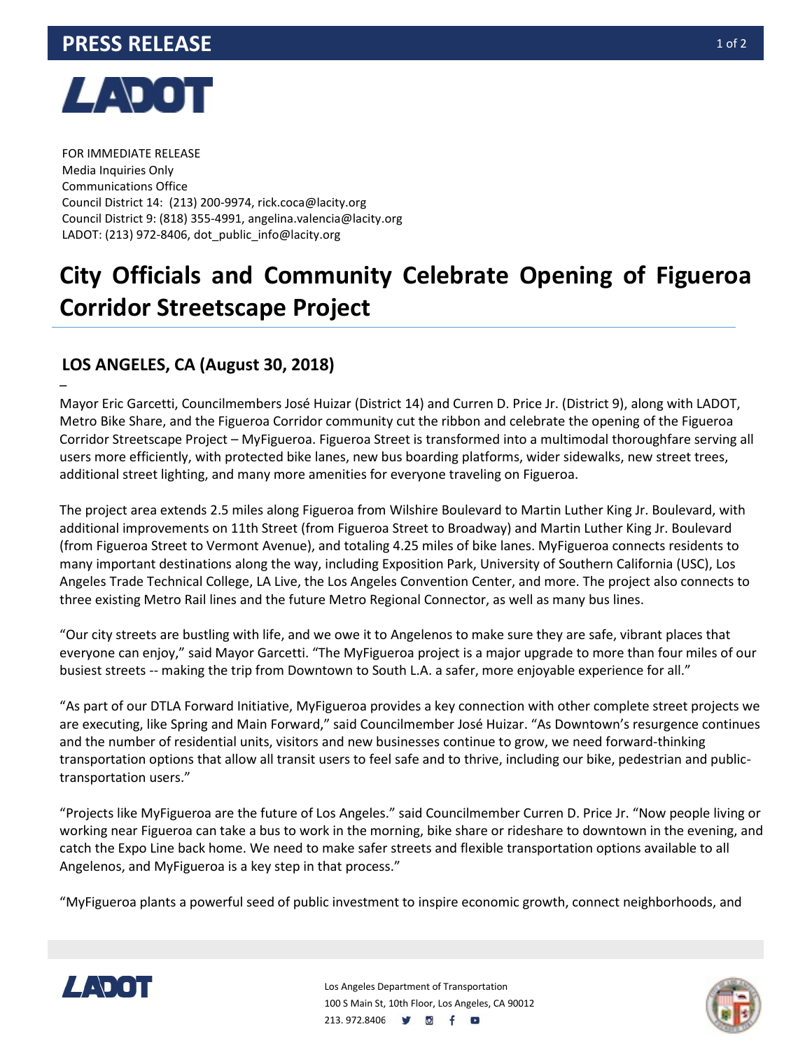# PRESS RELEASE

FOR IMMEDIATE RELEASE
Media Inquiries Only
Communications Office
Council District 14: (213) 200-9974, rick.coca@lacity.org
Council District 9: (818) 355-4991, angelina.valencia@lacity.org
LADOT: (213) 972-8406, dot_public_info@lacity.org

# City Officials and Community Celebrate Opening of Figueroa Corridor Streetscape Project

## LOS ANGELES, CA (August 30, 2018)

–

Mayor Eric Garcetti, Councilmembers José Huizar (District 14) and Curren D. Price Jr. (District 9), along with LADOT, Metro Bike Share, and the Figueroa Corridor community cut the ribbon and celebrate the opening of the Figueroa Corridor Streetscape Project – MyFigueroa. Figueroa Street is transformed into a multimodal thoroughfare serving all users more efficiently, with protected bike lanes, new bus boarding platforms, wider sidewalks, new street trees, additional street lighting, and many more amenities for everyone traveling on Figueroa.

The project area extends 2.5 miles along Figueroa from Wilshire Boulevard to Martin Luther King Jr. Boulevard, with additional improvements on 11th Street (from Figueroa Street to Broadway) and Martin Luther King Jr. Boulevard (from Figueroa Street to Vermont Avenue), and totaling 4.25 miles of bike lanes. MyFigueroa connects residents to many important destinations along the way, including Exposition Park, University of Southern California (USC), Los Angeles Trade Technical College, LA Live, the Los Angeles Convention Center, and more. The project also connects to three existing Metro Rail lines and the future Metro Regional Connector, as well as many bus lines.

"Our city streets are bustling with life, and we owe it to Angelenos to make sure they are safe, vibrant places that everyone can enjoy," said Mayor Garcetti. "The MyFigueroa project is a major upgrade to more than four miles of our busiest streets -- making the trip from Downtown to South L.A. a safer, more enjoyable experience for all."

"As part of our DTLA Forward Initiative, MyFigueroa provides a key connection with other complete street projects we are executing, like Spring and Main Forward," said Councilmember José Huizar. "As Downtown's resurgence continues and the number of residential units, visitors and new businesses continue to grow, we need forward-thinking transportation options that allow all transit users to feel safe and to thrive, including our bike, pedestrian and public-transportation users."

"Projects like MyFigueroa are the future of Los Angeles." said Councilmember Curren D. Price Jr. "Now people living or working near Figueroa can take a bus to work in the morning, bike share or rideshare to downtown in the evening, and catch the Expo Line back home. We need to make safer streets and flexible transportation options available to all Angelenos, and MyFigueroa is a key step in that process."

"MyFigueroa plants a powerful seed of public investment to inspire economic growth, connect neighborhoods, and

Los Angeles Department of Transportation
100 S Main St, 10th Floor, Los Angeles, CA 90012
213. 972.8406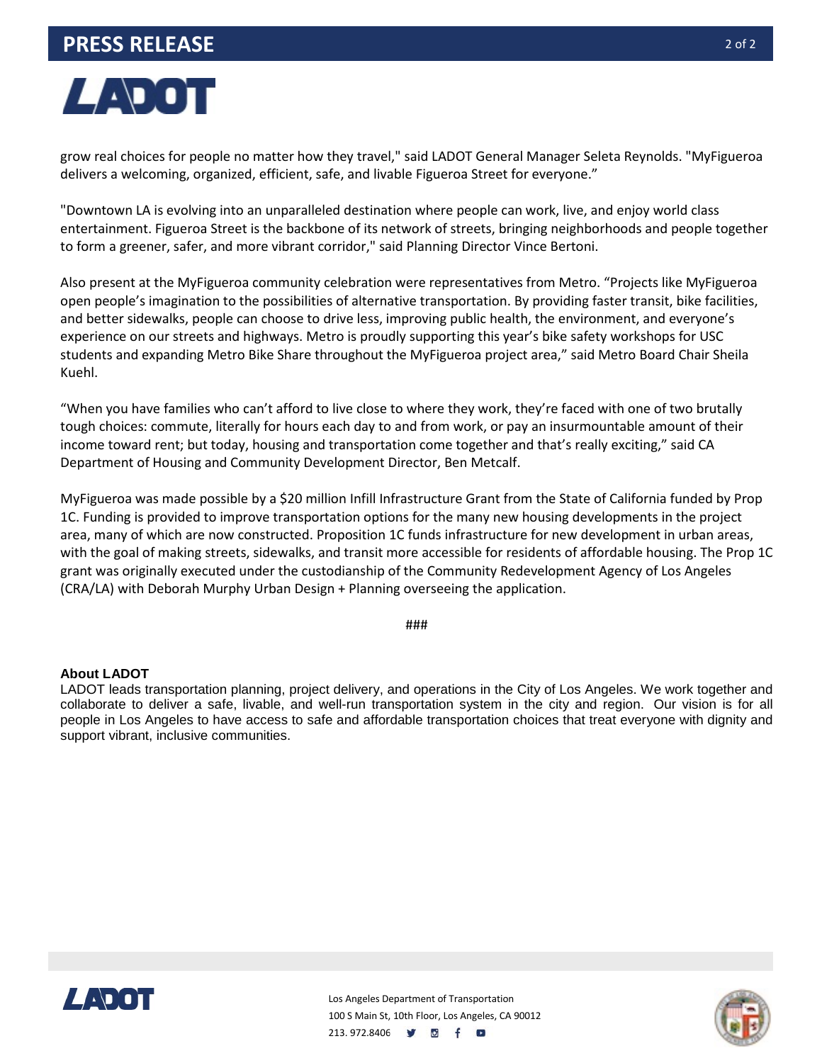grow real choices for people no matter how they travel," said LADOT General Manager Seleta Reynolds. "MyFigueroa delivers a welcoming, organized, efficient, safe, and livable Figueroa Street for everyone."

"Downtown LA is evolving into an unparalleled destination where people can work, live, and enjoy world class entertainment. Figueroa Street is the backbone of its network of streets, bringing neighborhoods and people together to form a greener, safer, and more vibrant corridor," said Planning Director Vince Bertoni.

Also present at the MyFigueroa community celebration were representatives from Metro. "Projects like MyFigueroa open people's imagination to the possibilities of alternative transportation. By providing faster transit, bike facilities, and better sidewalks, people can choose to drive less, improving public health, the environment, and everyone's experience on our streets and highways. Metro is proudly supporting this year's bike safety workshops for USC students and expanding Metro Bike Share throughout the MyFigueroa project area," said Metro Board Chair Sheila Kuehl.

"When you have families who can't afford to live close to where they work, they're faced with one of two brutally tough choices: commute, literally for hours each day to and from work, or pay an insurmountable amount of their income toward rent; but today, housing and transportation come together and that's really exciting," said CA Department of Housing and Community Development Director, Ben Metcalf.

MyFigueroa was made possible by a $20 million Infill Infrastructure Grant from the State of California funded by Prop 1C. Funding is provided to improve transportation options for the many new housing developments in the project area, many of which are now constructed. Proposition 1C funds infrastructure for new development in urban areas, with the goal of making streets, sidewalks, and transit more accessible for residents of affordable housing. The Prop 1C grant was originally executed under the custodianship of the Community Redevelopment Agency of Los Angeles (CRA/LA) with Deborah Murphy Urban Design + Planning overseeing the application.

###

**About LADOT**

LADOT leads transportation planning, project delivery, and operations in the City of Los Angeles. We work together and collaborate to deliver a safe, livable, and well-run transportation system in the city and region. Our vision is for all people in Los Angeles to have access to safe and affordable transportation choices that treat everyone with dignity and support vibrant, inclusive communities.

Los Angeles Department of Transportation
100 S Main St, 10th Floor, Los Angeles, CA 90012
213. 972.8406